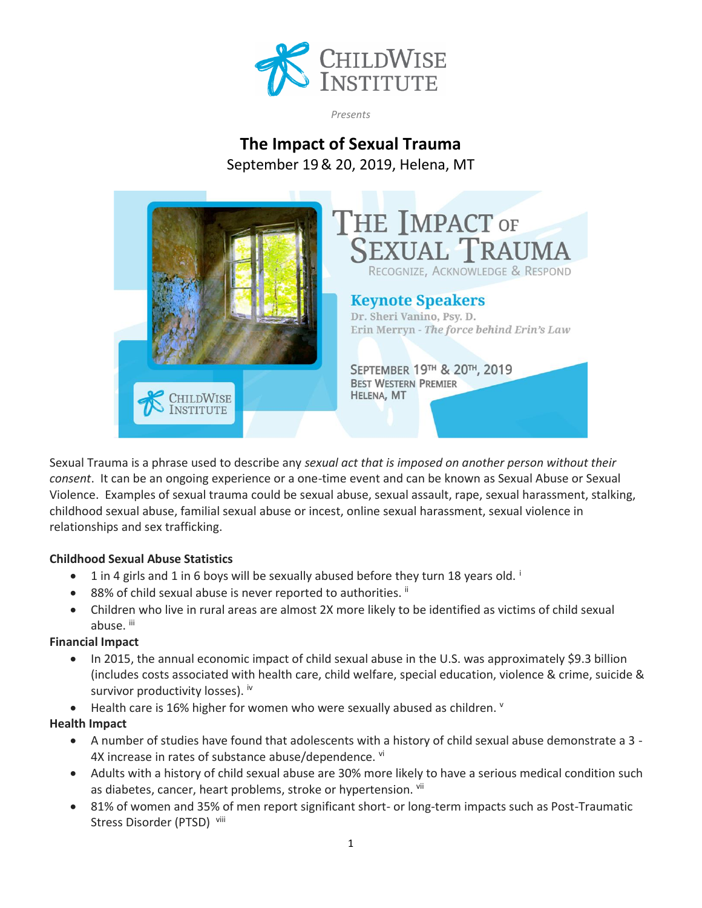CHILDWISE INSTITUTE

*Presents*

# The Impact of Sexual Trauma

September 19 & 20, 2019, Helena, MT

THE IMPACT OF SEXUAL TRAUMA

RECOGNIZE, ACKNOWLEDGE & RESPOND

**Keynote Speakers**

Dr. Sheri Vanino, Psy. D.

Erin Merryn - *The force behind Erin's Law*

SEPTEMBER 19TH & 20TH, 2019

BEST WESTERN PREMIER

HELENA, MT

Sexual Trauma is a phrase used to describe any *sexual act that is imposed on another person without their consent*. It can be an ongoing experience or a one-time event and can be known as Sexual Abuse or Sexual Violence. Examples of sexual trauma could be sexual abuse, sexual assault, rape, sexual harassment, stalking, childhood sexual abuse, familial sexual abuse or incest, online sexual harassment, sexual violence in relationships and sex trafficking.

**Childhood Sexual Abuse Statistics**

- 1 in 4 girls and 1 in 6 boys will be sexually abused before they turn 18 years old. [i]
- 88% of child sexual abuse is never reported to authorities. [ii]
- Children who live in rural areas are almost 2X more likely to be identified as victims of child sexual abuse. [iii]

**Financial Impact**

- In 2015, the annual economic impact of child sexual abuse in the U.S. was approximately $9.3 billion (includes costs associated with health care, child welfare, special education, violence & crime, suicide & survivor productivity losses). [iv]
- Health care is 16% higher for women who were sexually abused as children. [v]

**Health Impact**

- A number of studies have found that adolescents with a history of child sexual abuse demonstrate a 3 - 4X increase in rates of substance abuse/dependence. [vi]
- Adults with a history of child sexual abuse are 30% more likely to have a serious medical condition such as diabetes, cancer, heart problems, stroke or hypertension. [vii]
- 81% of women and 35% of men report significant short- or long-term impacts such as Post-Traumatic Stress Disorder (PTSD) [viii]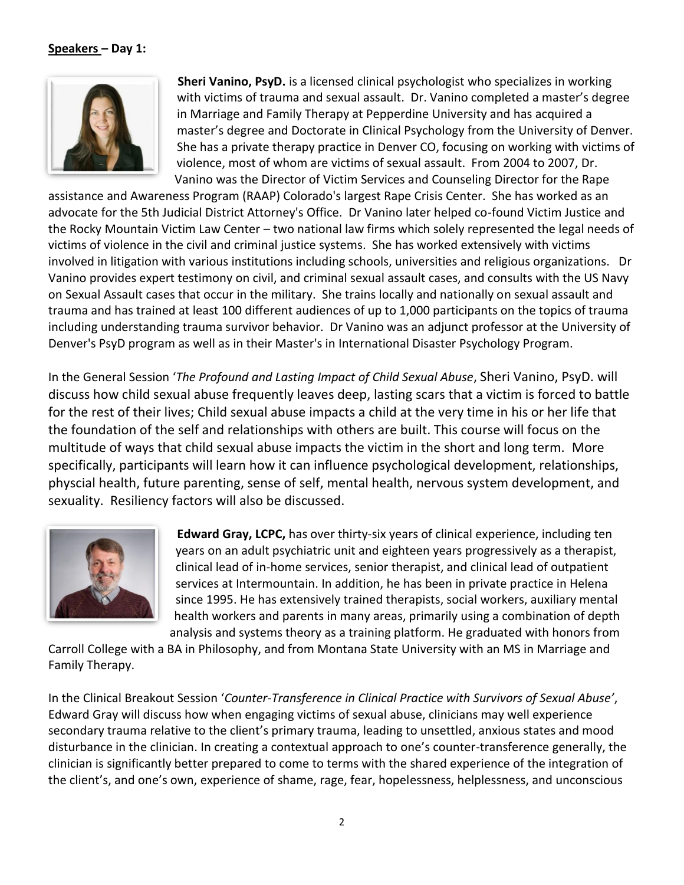**Speakers – Day 1:**

**Sheri Vanino, PsyD.** is a licensed clinical psychologist who specializes in working with victims of trauma and sexual assault. Dr. Vanino completed a master's degree in Marriage and Family Therapy at Pepperdine University and has acquired a master's degree and Doctorate in Clinical Psychology from the University of Denver. She has a private therapy practice in Denver CO, focusing on working with victims of violence, most of whom are victims of sexual assault. From 2004 to 2007, Dr. Vanino was the Director of Victim Services and Counseling Director for the Rape assistance and Awareness Program (RAAP) Colorado's largest Rape Crisis Center. She has worked as an advocate for the 5th Judicial District Attorney's Office. Dr Vanino later helped co-found Victim Justice and the Rocky Mountain Victim Law Center – two national law firms which solely represented the legal needs of victims of violence in the civil and criminal justice systems. She has worked extensively with victims involved in litigation with various institutions including schools, universities and religious organizations. Dr Vanino provides expert testimony on civil, and criminal sexual assault cases, and consults with the US Navy on Sexual Assault cases that occur in the military. She trains locally and nationally on sexual assault and trauma and has trained at least 100 different audiences of up to 1,000 participants on the topics of trauma including understanding trauma survivor behavior. Dr Vanino was an adjunct professor at the University of Denver's PsyD program as well as in their Master's in International Disaster Psychology Program.

In the General Session '*The Profound and Lasting Impact of Child Sexual Abuse*, Sheri Vanino, PsyD. will discuss how child sexual abuse frequently leaves deep, lasting scars that a victim is forced to battle for the rest of their lives; Child sexual abuse impacts a child at the very time in his or her life that the foundation of the self and relationships with others are built. This course will focus on the multitude of ways that child sexual abuse impacts the victim in the short and long term. More specifically, participants will learn how it can influence psychological development, relationships, physcial health, future parenting, sense of self, mental health, nervous system development, and sexuality. Resiliency factors will also be discussed.

**Edward Gray, LCPC,** has over thirty-six years of clinical experience, including ten years on an adult psychiatric unit and eighteen years progressively as a therapist, clinical lead of in-home services, senior therapist, and clinical lead of outpatient services at Intermountain. In addition, he has been in private practice in Helena since 1995. He has extensively trained therapists, social workers, auxiliary mental health workers and parents in many areas, primarily using a combination of depth analysis and systems theory as a training platform. He graduated with honors from Carroll College with a BA in Philosophy, and from Montana State University with an MS in Marriage and Family Therapy.

In the Clinical Breakout Session '*Counter-Transference in Clinical Practice with Survivors of Sexual Abuse'*, Edward Gray will discuss how when engaging victims of sexual abuse, clinicians may well experience secondary trauma relative to the client's primary trauma, leading to unsettled, anxious states and mood disturbance in the clinician. In creating a contextual approach to one's counter-transference generally, the clinician is significantly better prepared to come to terms with the shared experience of the integration of the client's, and one's own, experience of shame, rage, fear, hopelessness, helplessness, and unconscious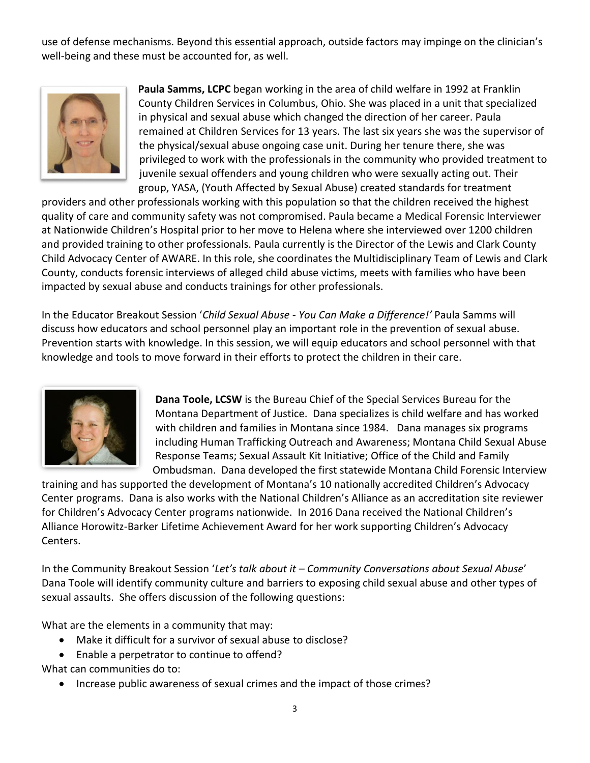use of defense mechanisms. Beyond this essential approach, outside factors may impinge on the clinician's well-being and these must be accounted for, as well.

**Paula Samms, LCPC** began working in the area of child welfare in 1992 at Franklin County Children Services in Columbus, Ohio. She was placed in a unit that specialized in physical and sexual abuse which changed the direction of her career. Paula remained at Children Services for 13 years. The last six years she was the supervisor of the physical/sexual abuse ongoing case unit. During her tenure there, she was privileged to work with the professionals in the community who provided treatment to juvenile sexual offenders and young children who were sexually acting out. Their group, YASA, (Youth Affected by Sexual Abuse) created standards for treatment providers and other professionals working with this population so that the children received the highest quality of care and community safety was not compromised. Paula became a Medical Forensic Interviewer at Nationwide Children's Hospital prior to her move to Helena where she interviewed over 1200 children and provided training to other professionals. Paula currently is the Director of the Lewis and Clark County Child Advocacy Center of AWARE. In this role, she coordinates the Multidisciplinary Team of Lewis and Clark County, conducts forensic interviews of alleged child abuse victims, meets with families who have been impacted by sexual abuse and conducts trainings for other professionals.

In the Educator Breakout Session '*Child Sexual Abuse - You Can Make a Difference!'* Paula Samms will discuss how educators and school personnel play an important role in the prevention of sexual abuse. Prevention starts with knowledge. In this session, we will equip educators and school personnel with that knowledge and tools to move forward in their efforts to protect the children in their care.

**Dana Toole, LCSW** is the Bureau Chief of the Special Services Bureau for the Montana Department of Justice. Dana specializes is child welfare and has worked with children and families in Montana since 1984. Dana manages six programs including Human Trafficking Outreach and Awareness; Montana Child Sexual Abuse Response Teams; Sexual Assault Kit Initiative; Office of the Child and Family Ombudsman. Dana developed the first statewide Montana Child Forensic Interview training and has supported the development of Montana's 10 nationally accredited Children's Advocacy Center programs. Dana is also works with the National Children's Alliance as an accreditation site reviewer for Children's Advocacy Center programs nationwide. In 2016 Dana received the National Children's Alliance Horowitz-Barker Lifetime Achievement Award for her work supporting Children's Advocacy Centers.

In the Community Breakout Session '*Let's talk about it – Community Conversations about Sexual Abuse*' Dana Toole will identify community culture and barriers to exposing child sexual abuse and other types of sexual assaults. She offers discussion of the following questions:

What are the elements in a community that may:

- Make it difficult for a survivor of sexual abuse to disclose?
- Enable a perpetrator to continue to offend?

What can communities do to:

- Increase public awareness of sexual crimes and the impact of those crimes?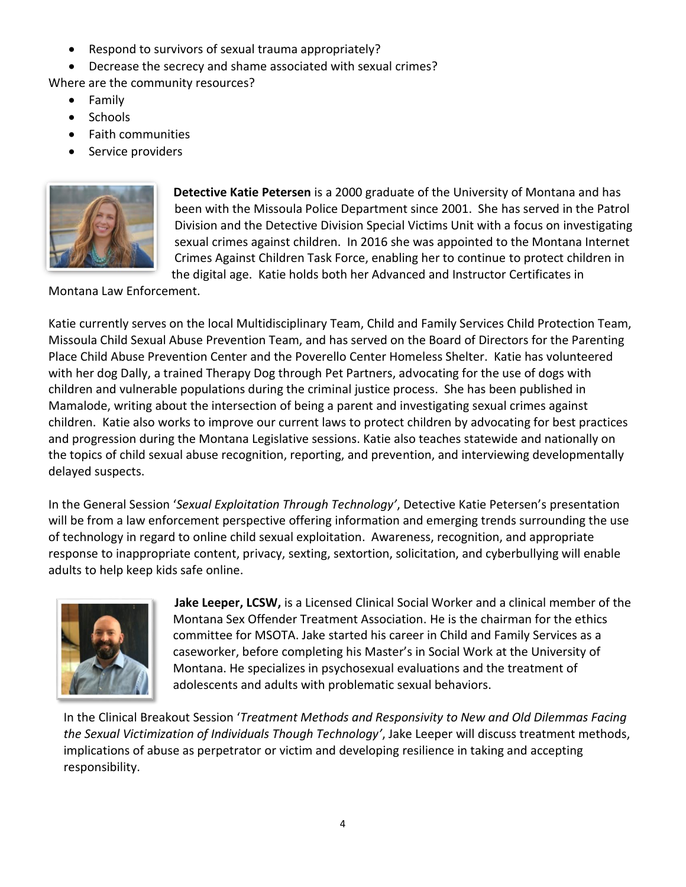- Respond to survivors of sexual trauma appropriately?
- Decrease the secrecy and shame associated with sexual crimes?

Where are the community resources?

- Family
- Schools
- Faith communities
- Service providers

**Detective Katie Petersen** is a 2000 graduate of the University of Montana and has been with the Missoula Police Department since 2001. She has served in the Patrol Division and the Detective Division Special Victims Unit with a focus on investigating sexual crimes against children. In 2016 she was appointed to the Montana Internet Crimes Against Children Task Force, enabling her to continue to protect children in the digital age. Katie holds both her Advanced and Instructor Certificates in Montana Law Enforcement.

Katie currently serves on the local Multidisciplinary Team, Child and Family Services Child Protection Team, Missoula Child Sexual Abuse Prevention Team, and has served on the Board of Directors for the Parenting Place Child Abuse Prevention Center and the Poverello Center Homeless Shelter. Katie has volunteered with her dog Dally, a trained Therapy Dog through Pet Partners, advocating for the use of dogs with children and vulnerable populations during the criminal justice process. She has been published in Mamalode, writing about the intersection of being a parent and investigating sexual crimes against children. Katie also works to improve our current laws to protect children by advocating for best practices and progression during the Montana Legislative sessions. Katie also teaches statewide and nationally on the topics of child sexual abuse recognition, reporting, and prevention, and interviewing developmentally delayed suspects.

In the General Session '*Sexual Exploitation Through Technology'*, Detective Katie Petersen's presentation will be from a law enforcement perspective offering information and emerging trends surrounding the use of technology in regard to online child sexual exploitation. Awareness, recognition, and appropriate response to inappropriate content, privacy, sexting, sextortion, solicitation, and cyberbullying will enable adults to help keep kids safe online.

**Jake Leeper, LCSW,** is a Licensed Clinical Social Worker and a clinical member of the Montana Sex Offender Treatment Association. He is the chairman for the ethics committee for MSOTA. Jake started his career in Child and Family Services as a caseworker, before completing his Master's in Social Work at the University of Montana. He specializes in psychosexual evaluations and the treatment of adolescents and adults with problematic sexual behaviors.

In the Clinical Breakout Session '*Treatment Methods and Responsivity to New and Old Dilemmas Facing the Sexual Victimization of Individuals Though Technology'*, Jake Leeper will discuss treatment methods, implications of abuse as perpetrator or victim and developing resilience in taking and accepting responsibility.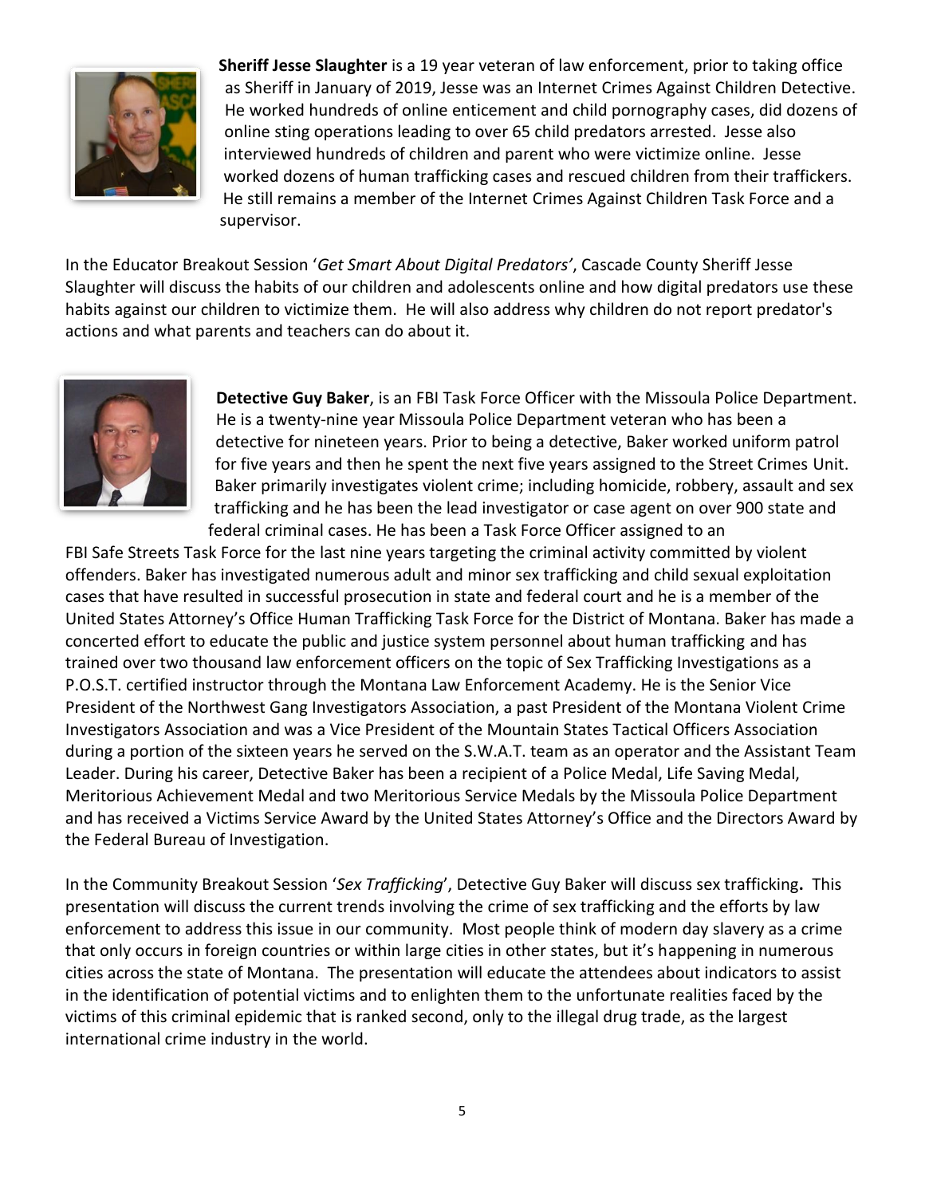**Sheriff Jesse Slaughter** is a 19 year veteran of law enforcement, prior to taking office as Sheriff in January of 2019, Jesse was an Internet Crimes Against Children Detective. He worked hundreds of online enticement and child pornography cases, did dozens of online sting operations leading to over 65 child predators arrested. Jesse also interviewed hundreds of children and parent who were victimize online. Jesse worked dozens of human trafficking cases and rescued children from their traffickers. He still remains a member of the Internet Crimes Against Children Task Force and a supervisor.

In the Educator Breakout Session '*Get Smart About Digital Predators*', Cascade County Sheriff Jesse Slaughter will discuss the habits of our children and adolescents online and how digital predators use these habits against our children to victimize them. He will also address why children do not report predator's actions and what parents and teachers can do about it.

**Detective Guy Baker**, is an FBI Task Force Officer with the Missoula Police Department. He is a twenty-nine year Missoula Police Department veteran who has been a detective for nineteen years. Prior to being a detective, Baker worked uniform patrol for five years and then he spent the next five years assigned to the Street Crimes Unit. Baker primarily investigates violent crime; including homicide, robbery, assault and sex trafficking and he has been the lead investigator or case agent on over 900 state and federal criminal cases. He has been a Task Force Officer assigned to an FBI Safe Streets Task Force for the last nine years targeting the criminal activity committed by violent offenders. Baker has investigated numerous adult and minor sex trafficking and child sexual exploitation cases that have resulted in successful prosecution in state and federal court and he is a member of the United States Attorney's Office Human Trafficking Task Force for the District of Montana. Baker has made a concerted effort to educate the public and justice system personnel about human trafficking and has trained over two thousand law enforcement officers on the topic of Sex Trafficking Investigations as a P.O.S.T. certified instructor through the Montana Law Enforcement Academy. He is the Senior Vice President of the Northwest Gang Investigators Association, a past President of the Montana Violent Crime Investigators Association and was a Vice President of the Mountain States Tactical Officers Association during a portion of the sixteen years he served on the S.W.A.T. team as an operator and the Assistant Team Leader. During his career, Detective Baker has been a recipient of a Police Medal, Life Saving Medal, Meritorious Achievement Medal and two Meritorious Service Medals by the Missoula Police Department and has received a Victims Service Award by the United States Attorney's Office and the Directors Award by the Federal Bureau of Investigation.

In the Community Breakout Session '*Sex Trafficking*', Detective Guy Baker will discuss sex trafficking**.** This presentation will discuss the current trends involving the crime of sex trafficking and the efforts by law enforcement to address this issue in our community. Most people think of modern day slavery as a crime that only occurs in foreign countries or within large cities in other states, but it's happening in numerous cities across the state of Montana. The presentation will educate the attendees about indicators to assist in the identification of potential victims and to enlighten them to the unfortunate realities faced by the victims of this criminal epidemic that is ranked second, only to the illegal drug trade, as the largest international crime industry in the world.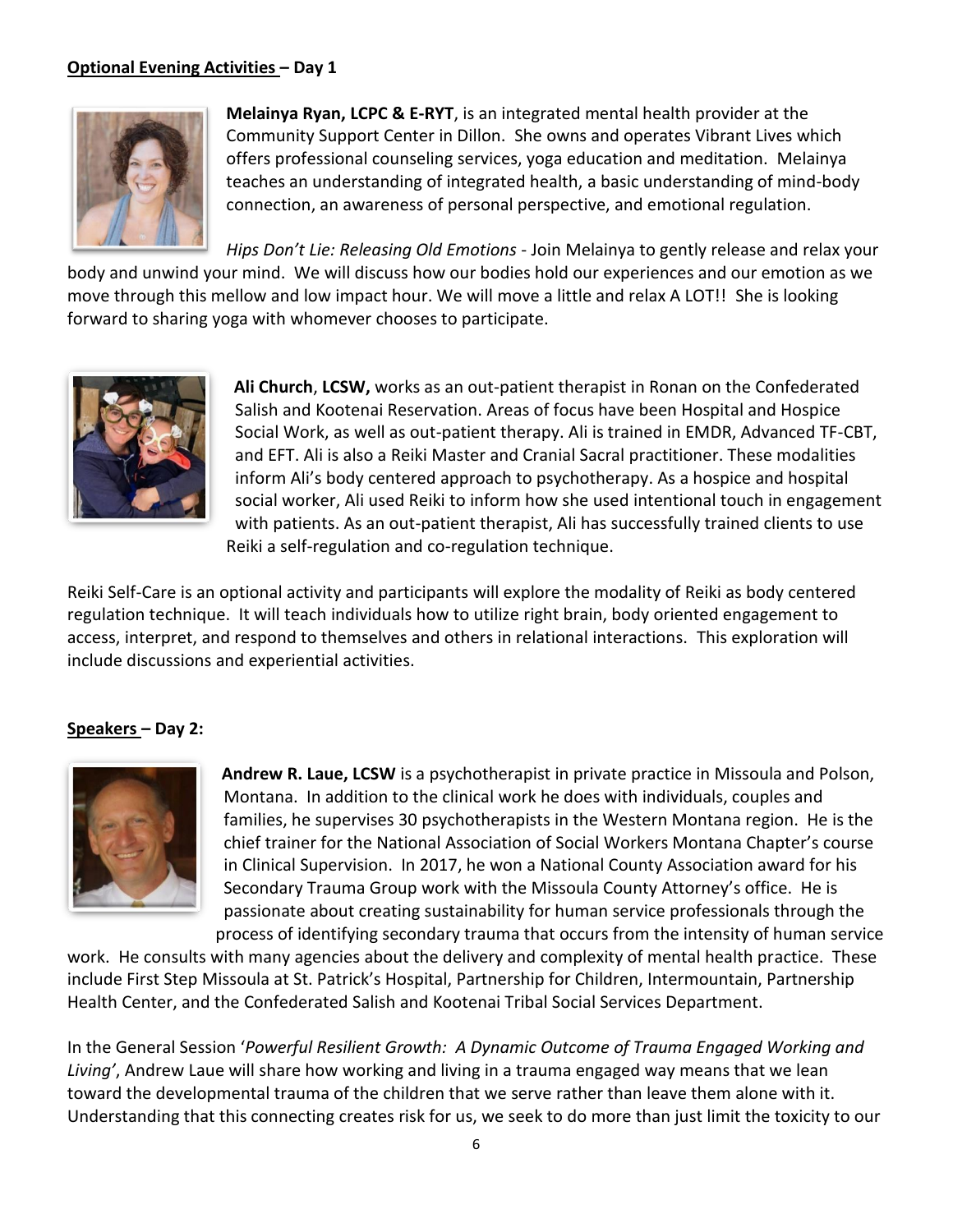**Optional Evening Activities – Day 1**

**Melainya Ryan, LCPC & E-RYT**, is an integrated mental health provider at the Community Support Center in Dillon. She owns and operates Vibrant Lives which offers professional counseling services, yoga education and meditation. Melainya teaches an understanding of integrated health, a basic understanding of mind-body connection, an awareness of personal perspective, and emotional regulation.

*Hips Don't Lie: Releasing Old Emotions* - Join Melainya to gently release and relax your body and unwind your mind. We will discuss how our bodies hold our experiences and our emotion as we move through this mellow and low impact hour. We will move a little and relax A LOT!! She is looking forward to sharing yoga with whomever chooses to participate.

**Ali Church**, **LCSW,** works as an out-patient therapist in Ronan on the Confederated Salish and Kootenai Reservation. Areas of focus have been Hospital and Hospice Social Work, as well as out-patient therapy. Ali is trained in EMDR, Advanced TF-CBT, and EFT. Ali is also a Reiki Master and Cranial Sacral practitioner. These modalities inform Ali's body centered approach to psychotherapy. As a hospice and hospital social worker, Ali used Reiki to inform how she used intentional touch in engagement with patients. As an out-patient therapist, Ali has successfully trained clients to use Reiki a self-regulation and co-regulation technique.

Reiki Self-Care is an optional activity and participants will explore the modality of Reiki as body centered regulation technique. It will teach individuals how to utilize right brain, body oriented engagement to access, interpret, and respond to themselves and others in relational interactions. This exploration will include discussions and experiential activities.

**Speakers – Day 2:**

**Andrew R. Laue, LCSW** is a psychotherapist in private practice in Missoula and Polson, Montana. In addition to the clinical work he does with individuals, couples and families, he supervises 30 psychotherapists in the Western Montana region. He is the chief trainer for the National Association of Social Workers Montana Chapter's course in Clinical Supervision. In 2017, he won a National County Association award for his Secondary Trauma Group work with the Missoula County Attorney's office. He is passionate about creating sustainability for human service professionals through the process of identifying secondary trauma that occurs from the intensity of human service work. He consults with many agencies about the delivery and complexity of mental health practice. These include First Step Missoula at St. Patrick's Hospital, Partnership for Children, Intermountain, Partnership Health Center, and the Confederated Salish and Kootenai Tribal Social Services Department.

In the General Session '*Powerful Resilient Growth: A Dynamic Outcome of Trauma Engaged Working and Living'*, Andrew Laue will share how working and living in a trauma engaged way means that we lean toward the developmental trauma of the children that we serve rather than leave them alone with it. Understanding that this connecting creates risk for us, we seek to do more than just limit the toxicity to our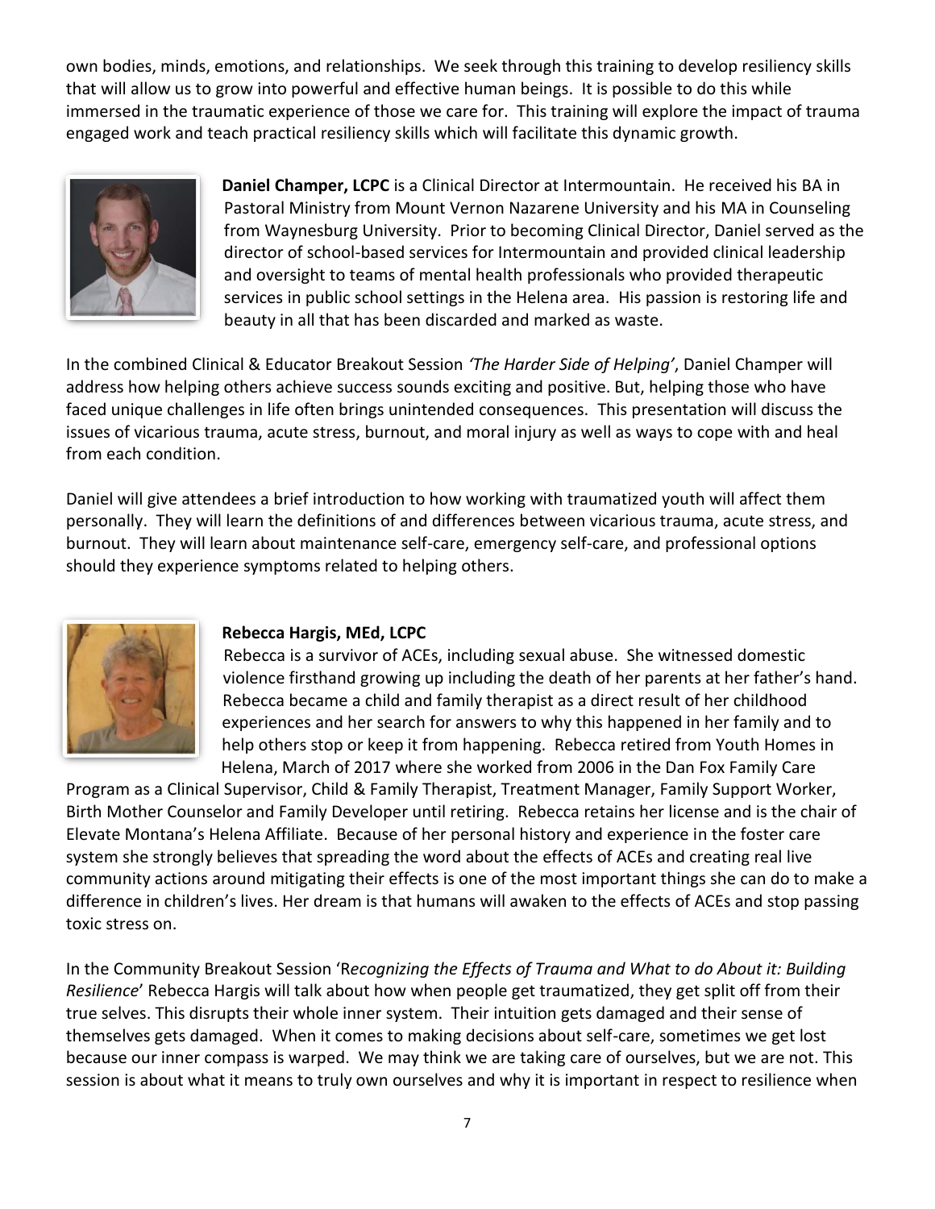own bodies, minds, emotions, and relationships. We seek through this training to develop resiliency skills that will allow us to grow into powerful and effective human beings. It is possible to do this while immersed in the traumatic experience of those we care for. This training will explore the impact of trauma engaged work and teach practical resiliency skills which will facilitate this dynamic growth.

**Daniel Champer, LCPC** is a Clinical Director at Intermountain. He received his BA in Pastoral Ministry from Mount Vernon Nazarene University and his MA in Counseling from Waynesburg University. Prior to becoming Clinical Director, Daniel served as the director of school-based services for Intermountain and provided clinical leadership and oversight to teams of mental health professionals who provided therapeutic services in public school settings in the Helena area. His passion is restoring life and beauty in all that has been discarded and marked as waste.

In the combined Clinical & Educator Breakout Session *'The Harder Side of Helping'*, Daniel Champer will address how helping others achieve success sounds exciting and positive. But, helping those who have faced unique challenges in life often brings unintended consequences. This presentation will discuss the issues of vicarious trauma, acute stress, burnout, and moral injury as well as ways to cope with and heal from each condition.

Daniel will give attendees a brief introduction to how working with traumatized youth will affect them personally. They will learn the definitions of and differences between vicarious trauma, acute stress, and burnout. They will learn about maintenance self-care, emergency self-care, and professional options should they experience symptoms related to helping others.

**Rebecca Hargis, MEd, LCPC**

Rebecca is a survivor of ACEs, including sexual abuse. She witnessed domestic violence firsthand growing up including the death of her parents at her father's hand. Rebecca became a child and family therapist as a direct result of her childhood experiences and her search for answers to why this happened in her family and to help others stop or keep it from happening. Rebecca retired from Youth Homes in Helena, March of 2017 where she worked from 2006 in the Dan Fox Family Care Program as a Clinical Supervisor, Child & Family Therapist, Treatment Manager, Family Support Worker, Birth Mother Counselor and Family Developer until retiring. Rebecca retains her license and is the chair of Elevate Montana's Helena Affiliate. Because of her personal history and experience in the foster care system she strongly believes that spreading the word about the effects of ACEs and creating real live community actions around mitigating their effects is one of the most important things she can do to make a difference in children's lives. Her dream is that humans will awaken to the effects of ACEs and stop passing toxic stress on.

In the Community Breakout Session 'R*ecognizing the Effects of Trauma and What to do About it: Building Resilience*' Rebecca Hargis will talk about how when people get traumatized, they get split off from their true selves. This disrupts their whole inner system. Their intuition gets damaged and their sense of themselves gets damaged. When it comes to making decisions about self-care, sometimes we get lost because our inner compass is warped. We may think we are taking care of ourselves, but we are not. This session is about what it means to truly own ourselves and why it is important in respect to resilience when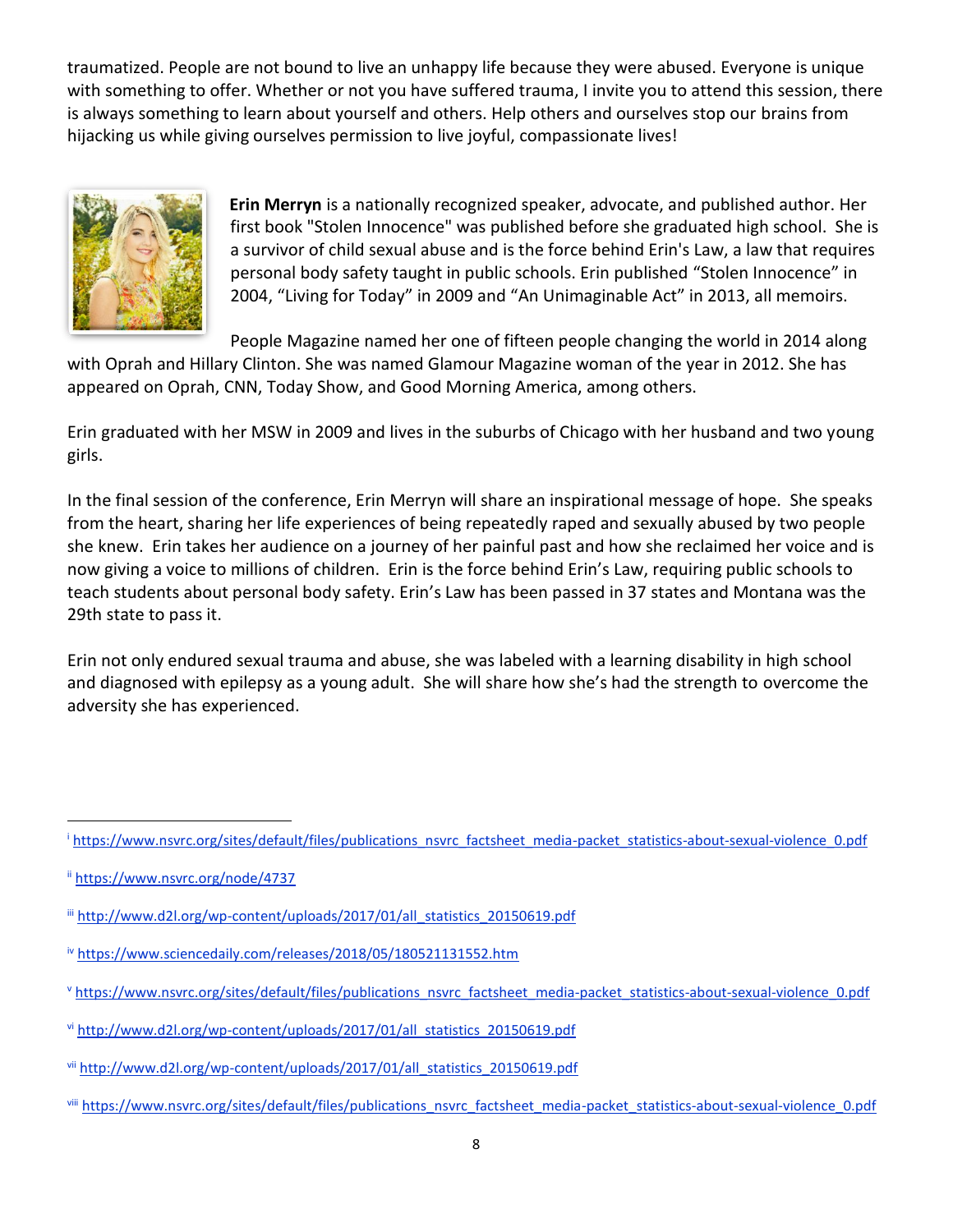traumatized. People are not bound to live an unhappy life because they were abused. Everyone is unique with something to offer. Whether or not you have suffered trauma, I invite you to attend this session, there is always something to learn about yourself and others. Help others and ourselves stop our brains from hijacking us while giving ourselves permission to live joyful, compassionate lives!

**Erin Merryn** is a nationally recognized speaker, advocate, and published author. Her first book "Stolen Innocence" was published before she graduated high school. She is a survivor of child sexual abuse and is the force behind Erin's Law, a law that requires personal body safety taught in public schools. Erin published "Stolen Innocence" in 2004, "Living for Today" in 2009 and "An Unimaginable Act" in 2013, all memoirs.

People Magazine named her one of fifteen people changing the world in 2014 along with Oprah and Hillary Clinton. She was named Glamour Magazine woman of the year in 2012. She has appeared on Oprah, CNN, Today Show, and Good Morning America, among others.

Erin graduated with her MSW in 2009 and lives in the suburbs of Chicago with her husband and two young girls.

In the final session of the conference, Erin Merryn will share an inspirational message of hope. She speaks from the heart, sharing her life experiences of being repeatedly raped and sexually abused by two people she knew. Erin takes her audience on a journey of her painful past and how she reclaimed her voice and is now giving a voice to millions of children. Erin is the force behind Erin's Law, requiring public schools to teach students about personal body safety. Erin's Law has been passed in 37 states and Montana was the 29th state to pass it.

Erin not only endured sexual trauma and abuse, she was labeled with a learning disability in high school and diagnosed with epilepsy as a young adult. She will share how she's had the strength to overcome the adversity she has experienced.

---

[i] https://www.nsvrc.org/sites/default/files/publications_nsvrc_factsheet_media-packet_statistics-about-sexual-violence_0.pdf

[ii] https://www.nsvrc.org/node/4737

[iii] http://www.d2l.org/wp-content/uploads/2017/01/all_statistics_20150619.pdf

[iv] https://www.sciencedaily.com/releases/2018/05/180521131552.htm

[v] https://www.nsvrc.org/sites/default/files/publications_nsvrc_factsheet_media-packet_statistics-about-sexual-violence_0.pdf

[vi] http://www.d2l.org/wp-content/uploads/2017/01/all_statistics_20150619.pdf

[vii] http://www.d2l.org/wp-content/uploads/2017/01/all_statistics_20150619.pdf

[viii] https://www.nsvrc.org/sites/default/files/publications_nsvrc_factsheet_media-packet_statistics-about-sexual-violence_0.pdf